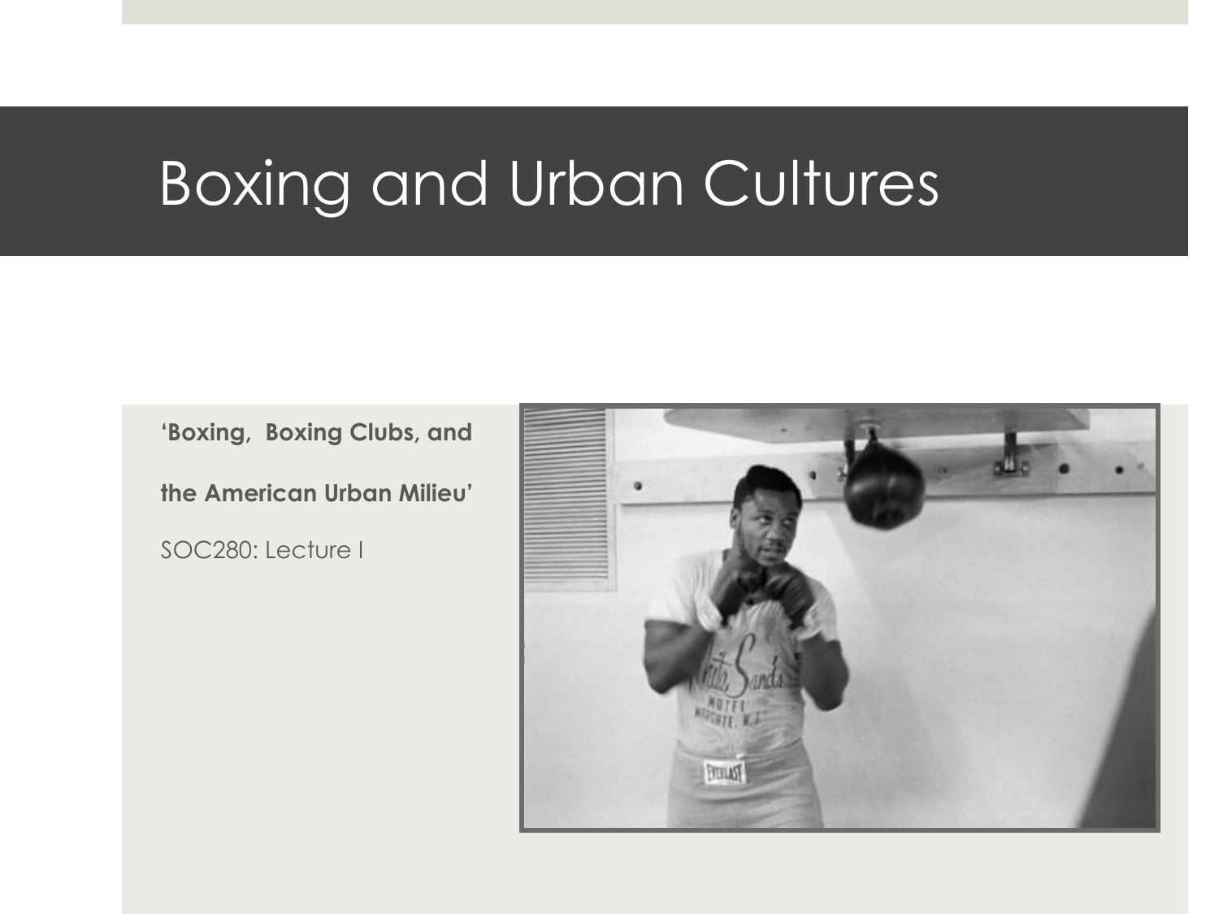# Boxing and Urban Cultures

**'Boxing, Boxing Clubs, and the American Urban Milieu'**

SOC280: Lecture I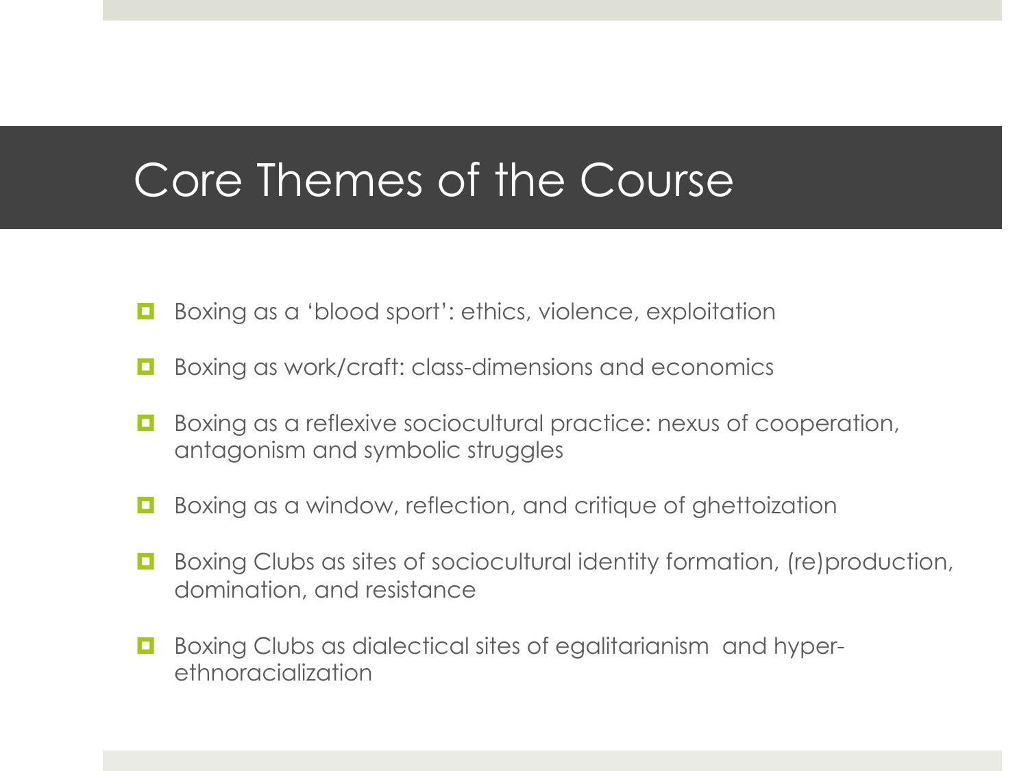# Core Themes of the Course

- Boxing as a 'blood sport': ethics, violence, exploitation
- Boxing as work/craft: class-dimensions and economics
- Boxing as a reflexive sociocultural practice: nexus of cooperation, antagonism and symbolic struggles
- Boxing as a window, reflection, and critique of ghettoization
- Boxing Clubs as sites of sociocultural identity formation, (re)production, domination, and resistance
- Boxing Clubs as dialectical sites of egalitarianism and hyper-ethnoracialization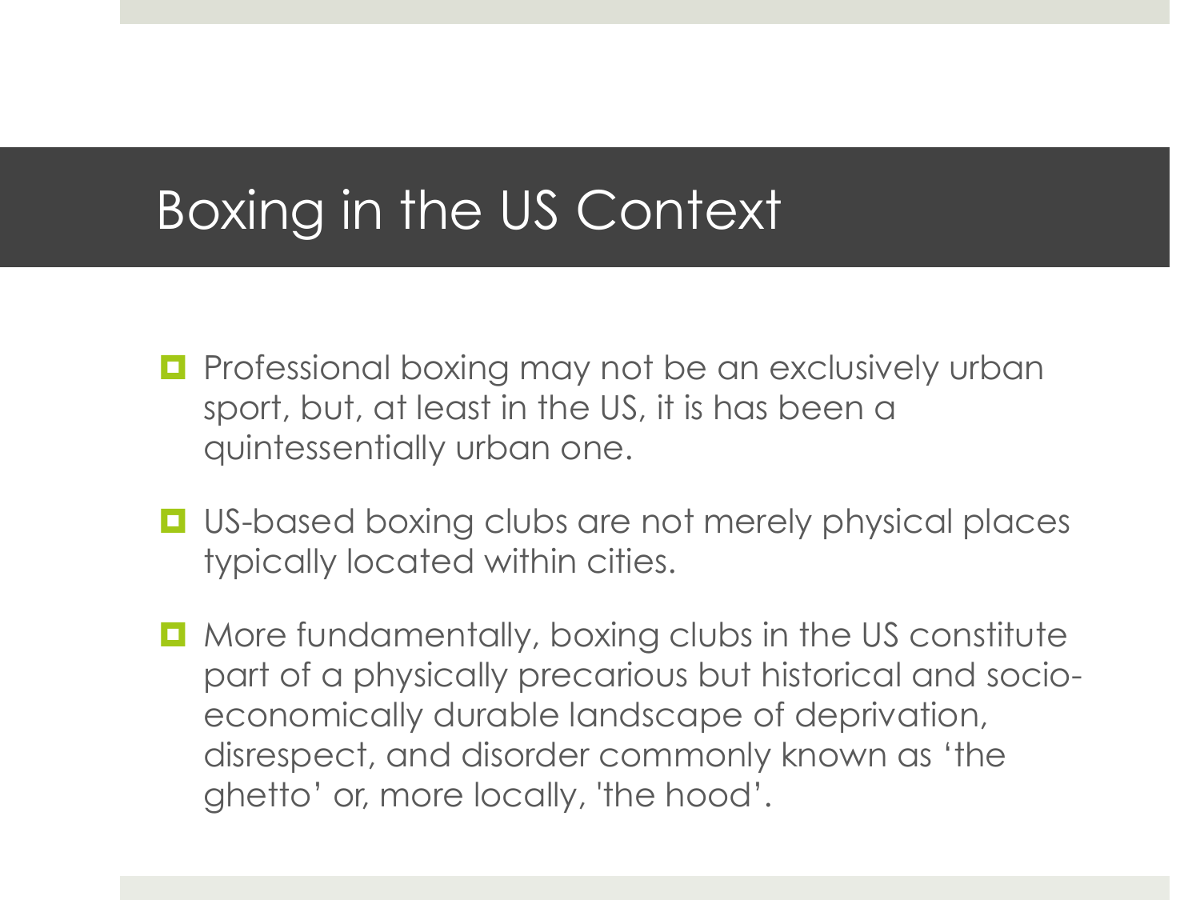# Boxing in the US Context

- Professional boxing may not be an exclusively urban sport, but, at least in the US, it is has been a quintessentially urban one.
- US-based boxing clubs are not merely physical places typically located within cities.
- More fundamentally, boxing clubs in the US constitute part of a physically precarious but historical and socio-economically durable landscape of deprivation, disrespect, and disorder commonly known as 'the ghetto' or, more locally, 'the hood'.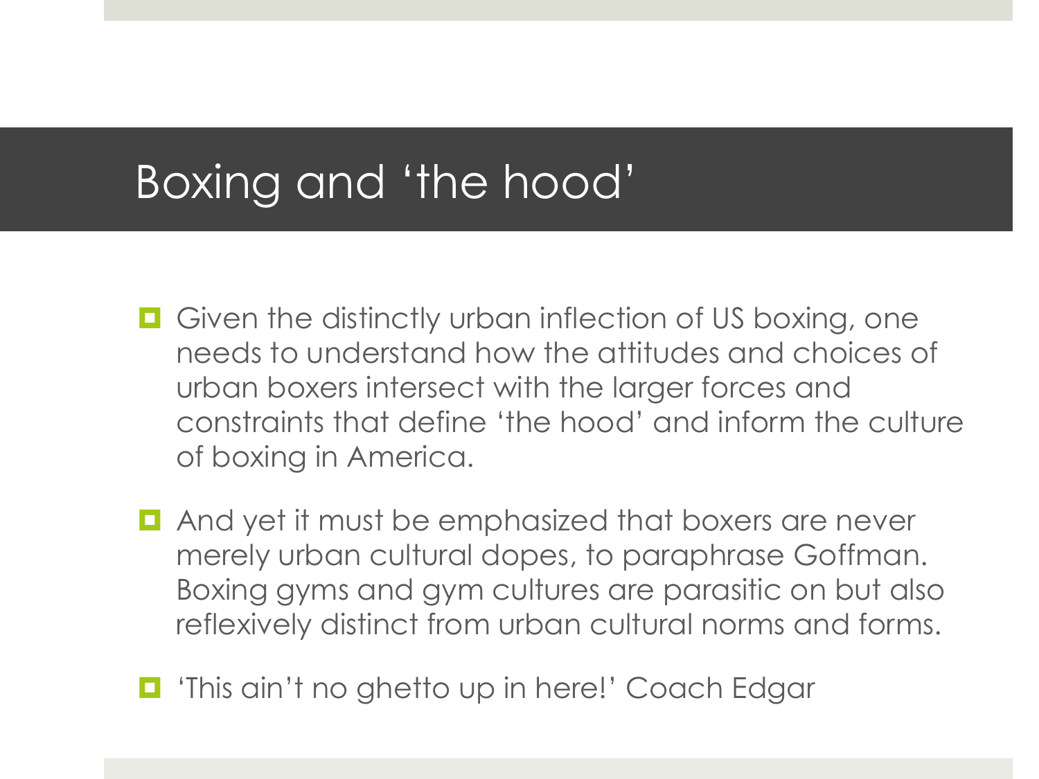# Boxing and 'the hood'

- Given the distinctly urban inflection of US boxing, one needs to understand how the attitudes and choices of urban boxers intersect with the larger forces and constraints that define 'the hood' and inform the culture of boxing in America.
- And yet it must be emphasized that boxers are never merely urban cultural dopes, to paraphrase Goffman. Boxing gyms and gym cultures are parasitic on but also reflexively distinct from urban cultural norms and forms.
- 'This ain't no ghetto up in here!' Coach Edgar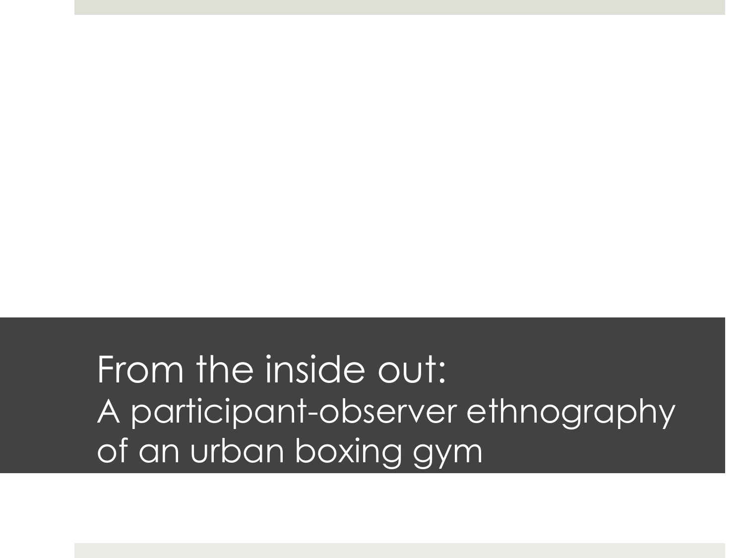# From the inside out:
## A participant-observer ethnography of an urban boxing gym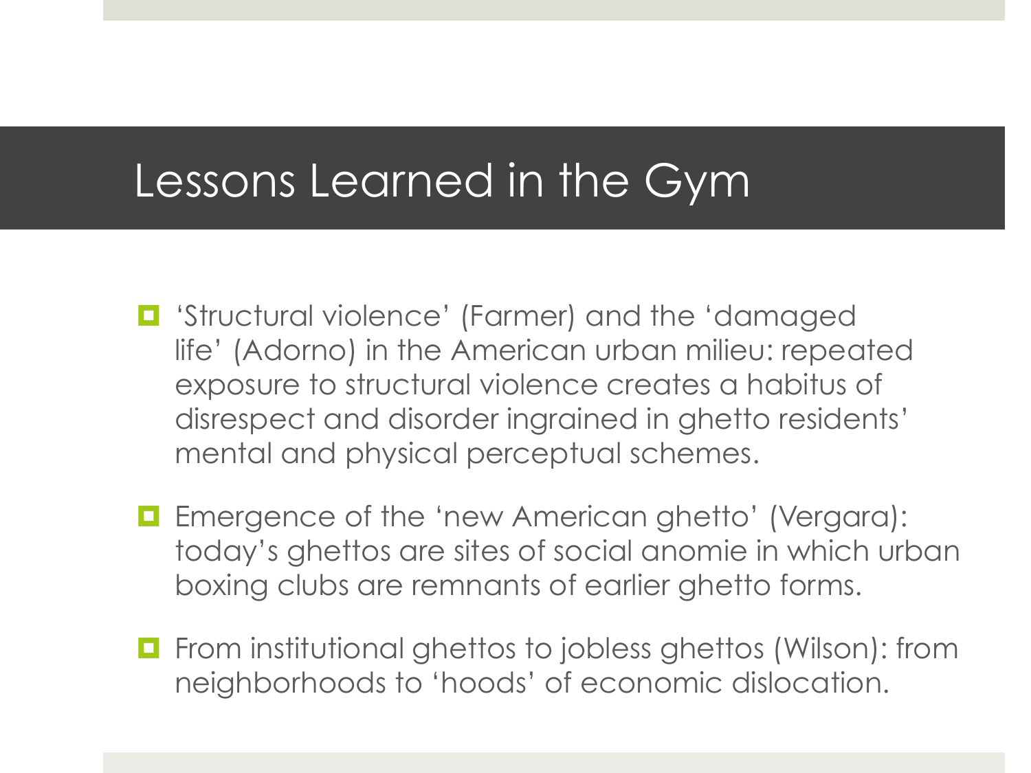# Lessons Learned in the Gym

- 'Structural violence' (Farmer) and the 'damaged life' (Adorno) in the American urban milieu: repeated exposure to structural violence creates a habitus of disrespect and disorder ingrained in ghetto residents' mental and physical perceptual schemes.
- Emergence of the 'new American ghetto' (Vergara): today's ghettos are sites of social anomie in which urban boxing clubs are remnants of earlier ghetto forms.
- From institutional ghettos to jobless ghettos (Wilson): from neighborhoods to 'hoods' of economic dislocation.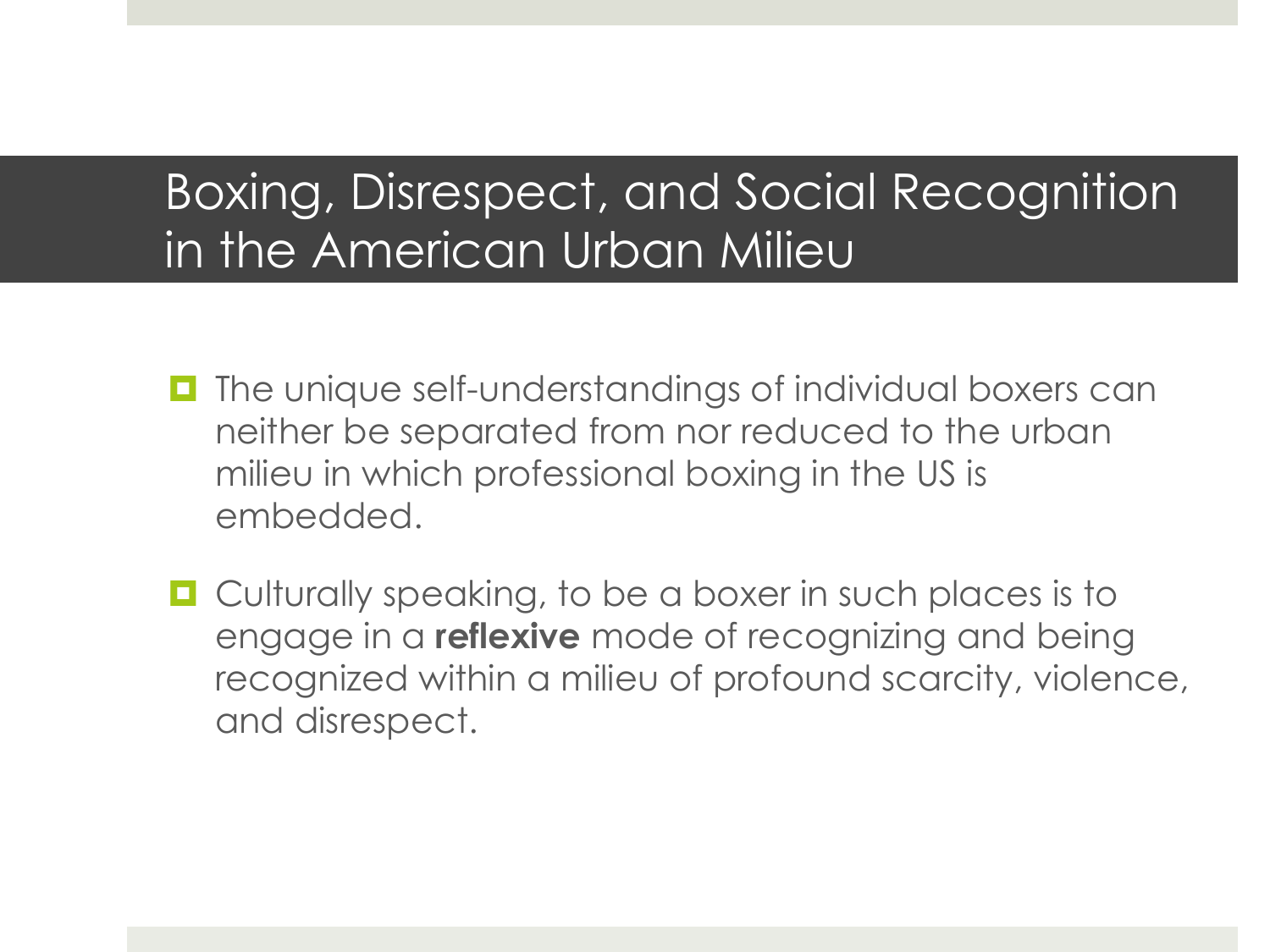# Boxing, Disrespect, and Social Recognition in the American Urban Milieu

- The unique self-understandings of individual boxers can neither be separated from nor reduced to the urban milieu in which professional boxing in the US is embedded.
- Culturally speaking, to be a boxer in such places is to engage in a **reflexive** mode of recognizing and being recognized within a milieu of profound scarcity, violence, and disrespect.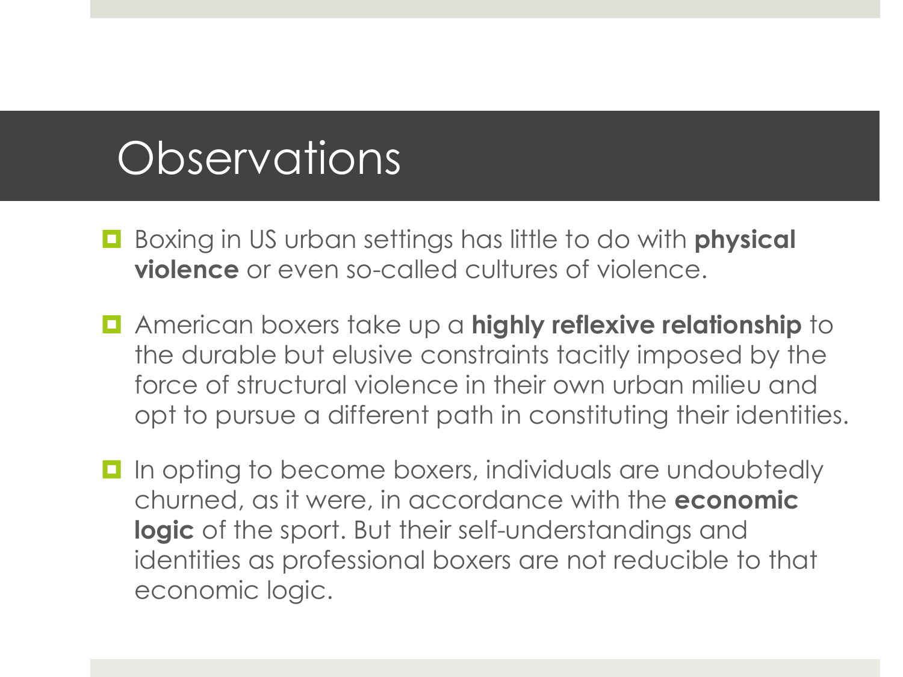# Observations

- Boxing in US urban settings has little to do with **physical violence** or even so-called cultures of violence.
- American boxers take up a **highly reflexive relationship** to the durable but elusive constraints tacitly imposed by the force of structural violence in their own urban milieu and opt to pursue a different path in constituting their identities.
- In opting to become boxers, individuals are undoubtedly churned, as it were, in accordance with the **economic logic** of the sport. But their self-understandings and identities as professional boxers are not reducible to that economic logic.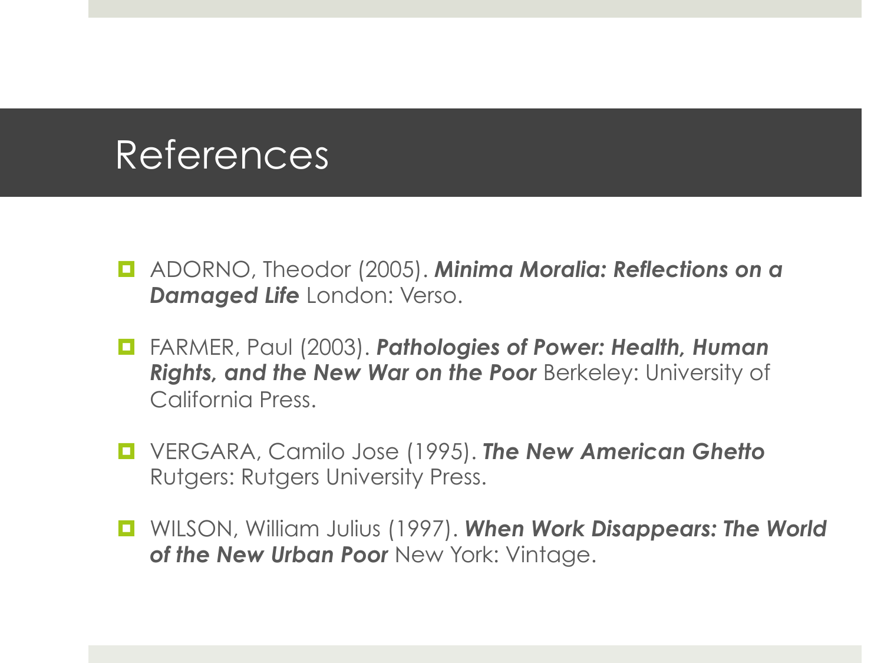# References

- ADORNO, Theodor (2005). ***Minima Moralia: Reflections on a Damaged Life*** London: Verso.
- FARMER, Paul (2003). ***Pathologies of Power: Health, Human Rights, and the New War on the Poor*** Berkeley: University of California Press.
- VERGARA, Camilo Jose (1995). ***The New American Ghetto*** Rutgers: Rutgers University Press.
- WILSON, William Julius (1997). ***When Work Disappears: The World of the New Urban Poor*** New York: Vintage.